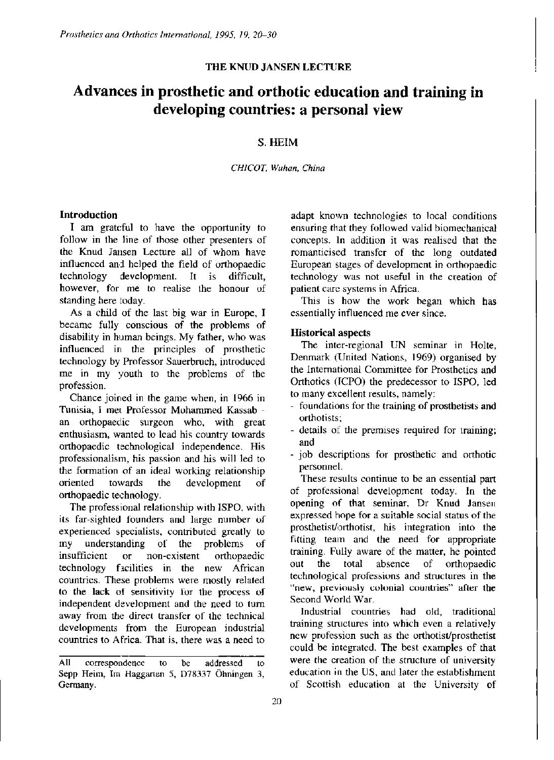THE KNUD JANSEN LECTURE

# Advances in prosthetic and orthotic education and training in developing countries: a personal view

S. HEIM

*CHICOT, Wuhan, China*

## Introduction

I am grateful to have the opportunity to follow in the line of those other presenters of the Knud Jansen Lecture all of whom have influenced and helped the field of orthopaedic technology development. It is difficult, however, for me to realise the honour of standing here today.

As a child of the last big war in Europe, I became fully conscious of the problems of disability in human beings. My father, who was influenced in the principles of prosthetic technology by Professor Sauerbruch, introduced me in my youth to the problems of the profession.

Chance joined in the game when, in 1966 in Tunisia, I met Professor Mohammed Kassab - an orthopaedic surgeon who, with great enthusiasm, wanted to lead his country towards orthopaedic technological independence. His professionalism, his passion and his will led to the formation of an ideal working relationship oriented towards the development of orthopaedic technology.

The professional relationship with ISPO, with its far-sighted founders and large number of experienced specialists, contributed greatly to my understanding of the problems of insufficient or non-existent orthopaedic technology facilities in the new African countries. These problems were mostly related to the lack of sensitivity for the process of independent development and the need to turn away from the direct transfer of the technical developments from the European industrial countries to Africa. That is, there was a need to adapt known technologies to local conditions ensuring that they followed valid biomechanical concepts. In addition it was realised that the romanticised transfer of the long outdated European stages of development in orthopaedic technology was not useful in the creation of patient care systems in Africa.

This is how the work began which has essentially influenced me ever since.

## Historical aspects

The inter-regional UN seminar in Holte, Denmark (United Nations, 1969) organised by the International Committee for Prosthetics and Orthotics (ICPO) the predecessor to ISPO, led to many excellent results, namely:

- foundations for the training of prosthetists and orthotists;
- details of the premises required for training; and
- job descriptions for prosthetic and orthotic personnel.

These results continue to be an essential part of professional development today. In the opening of that seminar, Dr Knud Jansen expressed hope for a suitable social status of the prosthetist/orthotist, his integration into the fitting team and the need for appropriate training. Fully aware of the matter, he pointed out the total absence of orthopaedic technological professions and structures in the "new, previously colonial countries" after the Second World War.

Industrial countries had old, traditional training structures into which even a relatively new profession such as the orthotist/prosthetist could be integrated. The best examples of that were the creation of the structure of university education in the US, and later the establishment of Scottish education at the University of

All correspondence to be addressed to Sepp Heim, Im Haggarten 5, D78337 Öhningen 3, Germany.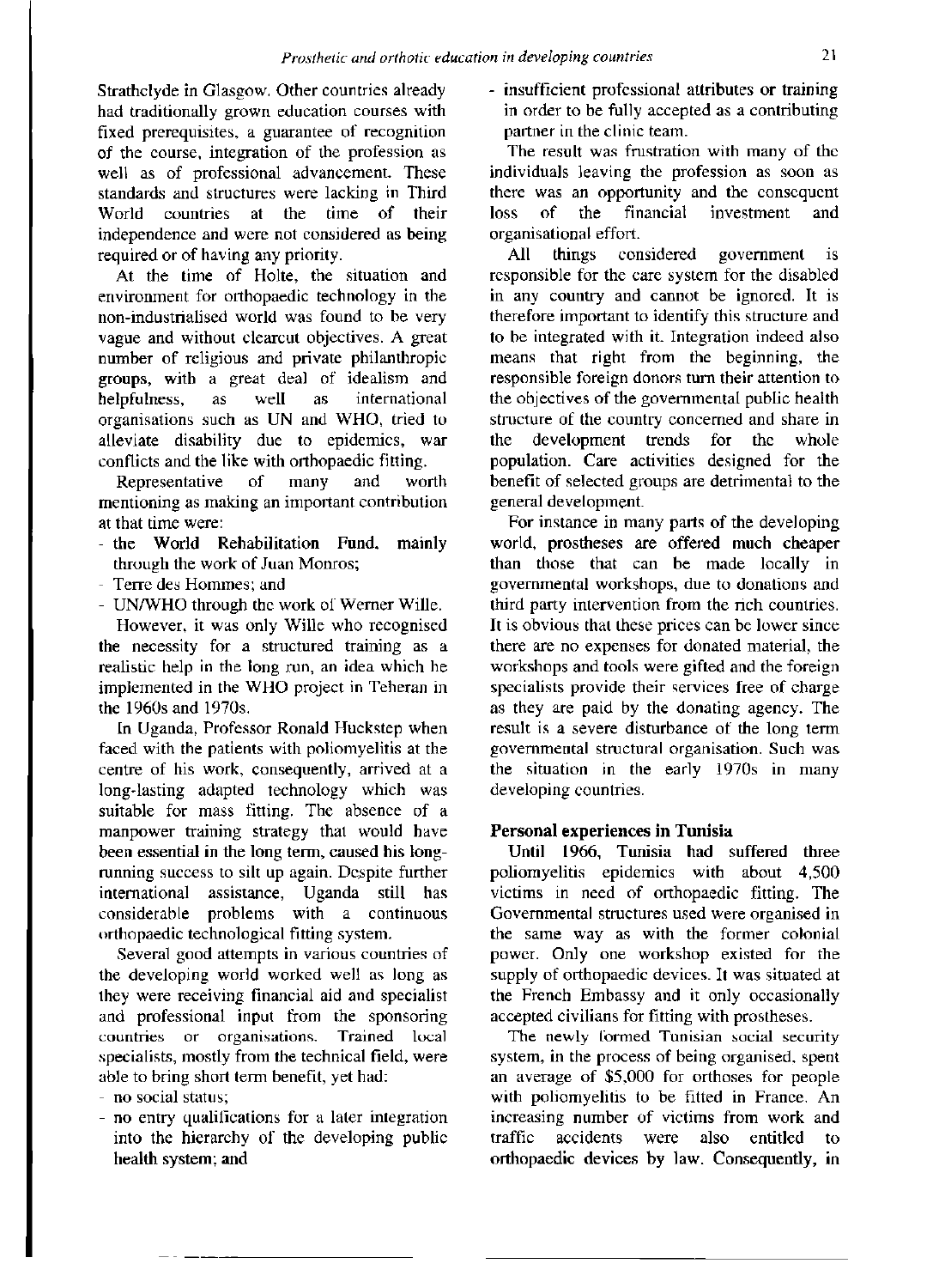Strathclyde in Glasgow. Other countries already had traditionally grown education courses with fixed prerequisites, a guarantee of recognition of the course, integration of the profession as well as of professional advancement. These standards and structures were lacking in Third World countries at the time of their independence and were not considered as being required or of having any priority.

At the time of Holte, the situation and environment for orthopaedic technology in the non-industrialised world was found to be very vague and without clearcut objectives. A great number of religious and private philanthropic groups, with a great deal of idealism and helpfulness, as well as international organisations such as UN and WHO, tried to alleviate disability due to epidemics, war conflicts and the like with orthopaedic fitting.

Representative of many and worth mentioning as making an important contribution at that time were:

- the World Rehabilitation Fund, mainly through the work of Juan Monros;
- Terre des Hommes; and
- UN/WHO through the work of Werner Wille.

However, it was only Wille who recognised the necessity for a structured training as a realistic help in the long run, an idea which he implemented in the WHO project in Teheran in the 1960s and 1970s.

In Uganda, Professor Ronald Huckstep when faced with the patients with poliomyelitis at the centre of his work, consequently, arrived at a long-lasting adapted technology which was suitable for mass fitting. The absence of a manpower training strategy that would have been essential in the long term, caused his long-running success to silt up again. Despite further international assistance, Uganda still has considerable problems with a continuous orthopaedic technological fitting system.

Several good attempts in various countries of the developing world worked well as long as they were receiving financial aid and specialist and professional input from the sponsoring countries or organisations. Trained local specialists, mostly from the technical field, were able to bring short term benefit, yet had:

- no social status;
- no entry qualifications for a later integration into the hierarchy of the developing public health system; and
- insufficient professional attributes or training in order to be fully accepted as a contributing partner in the clinic team.

The result was frustration with many of the individuals leaving the profession as soon as there was an opportunity and the consequent loss of the financial investment and organisational effort.

All things considered government is responsible for the care system for the disabled in any country and cannot be ignored. It is therefore important to identify this structure and to be integrated with it. Integration indeed also means that right from the beginning, the responsible foreign donors turn their attention to the objectives of the governmental public health structure of the country concerned and share in the development trends for the whole population. Care activities designed for the benefit of selected groups are detrimental to the general development.

For instance in many parts of the developing world, prostheses are offered much cheaper than those that can be made locally in governmental workshops, due to donations and third party intervention from the rich countries. It is obvious that these prices can be lower since there are no expenses for donated material, the workshops and tools were gifted and the foreign specialists provide their services free of charge as they are paid by the donating agency. The result is a severe disturbance of the long term governmental structural organisation. Such was the situation in the early 1970s in many developing countries.

## Personal experiences in Tunisia

Until 1966, Tunisia had suffered three poliomyelitis epidemics with about 4,500 victims in need of orthopaedic fitting. The Governmental structures used were organised in the same way as with the former colonial power. Only one workshop existed for the supply of orthopaedic devices. It was situated at the French Embassy and it only occasionally accepted civilians for fitting with prostheses.

The newly formed Tunisian social security system, in the process of being organised, spent an average of $5,000 for orthoses for people with poliomyelitis to be fitted in France. An increasing number of victims from work and traffic accidents were also entitled to orthopaedic devices by law. Consequently, in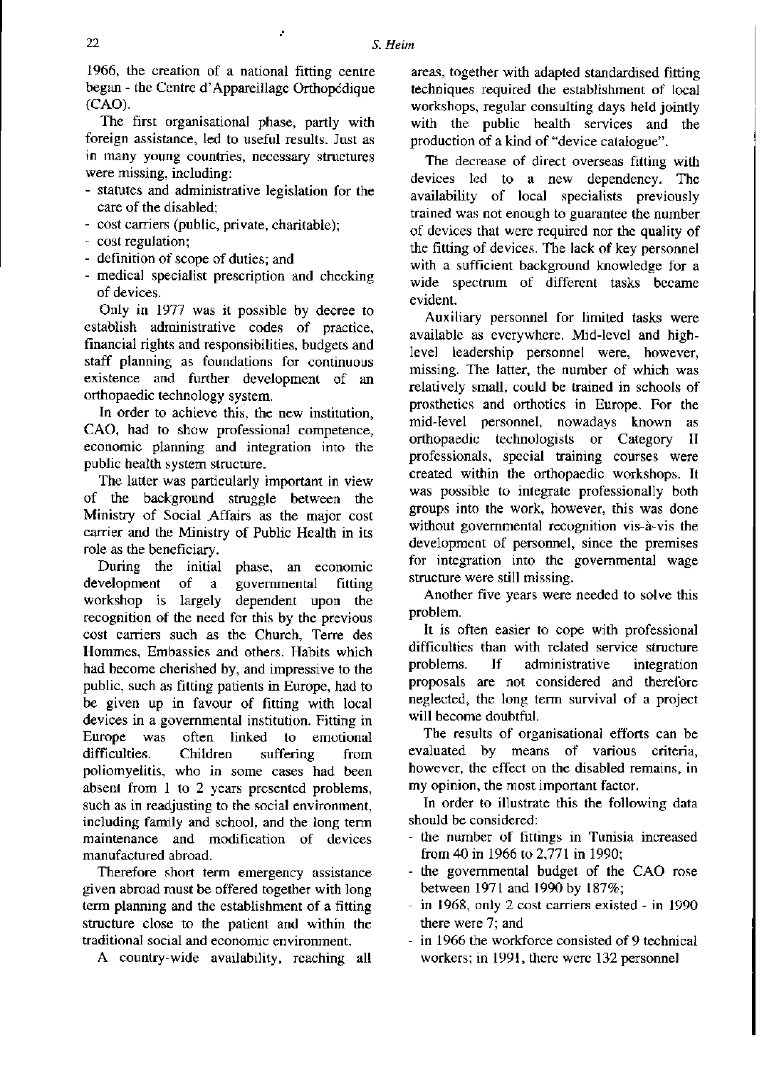1966, the creation of a national fitting centre began - the Centre d'Appareillage Orthopédique (CAO).

The first organisational phase, partly with foreign assistance, led to useful results. Just as in many young countries, necessary structures were missing, including:

- statutes and administrative legislation for the care of the disabled;
- cost carriers (public, private, charitable);
- cost regulation;
- definition of scope of duties; and
- medical specialist prescription and checking of devices.

Only in 1977 was it possible by decree to establish administrative codes of practice, financial rights and responsibilities, budgets and staff planning as foundations for continuous existence and further development of an orthopaedic technology system.

In order to achieve this, the new institution, CAO, had to show professional competence, economic planning and integration into the public health system structure.

The latter was particularly important in view of the background struggle between the Ministry of Social Affairs as the major cost carrier and the Ministry of Public Health in its role as the beneficiary.

During the initial phase, an economic development of a governmental fitting workshop is largely dependent upon the recognition of the need for this by the previous cost carriers such as the Church, Terre des Hommes, Embassies and others. Habits which had become cherished by, and impressive to the public, such as fitting patients in Europe, had to be given up in favour of fitting with local devices in a governmental institution. Fitting in Europe was often linked to emotional difficulties. Children suffering from poliomyelitis, who in some cases had been absent from 1 to 2 years presented problems, such as in readjusting to the social environment, including family and school, and the long term maintenance and modification of devices manufactured abroad.

Therefore short term emergency assistance given abroad must be offered together with long term planning and the establishment of a fitting structure close to the patient and within the traditional social and economic environment.

A country-wide availability, reaching all areas, together with adapted standardised fitting techniques required the establishment of local workshops, regular consulting days held jointly with the public health services and the production of a kind of "device catalogue".

The decrease of direct overseas fitting with devices led to a new dependency. The availability of local specialists previously trained was not enough to guarantee the number of devices that were required nor the quality of the fitting of devices. The lack of key personnel with a sufficient background knowledge for a wide spectrum of different tasks became evident.

Auxiliary personnel for limited tasks were available as everywhere. Mid-level and high-level leadership personnel were, however, missing. The latter, the number of which was relatively small, could be trained in schools of prosthetics and orthotics in Europe. For the mid-level personnel, nowadays known as orthopaedic technologists or Category II professionals, special training courses were created within the orthopaedic workshops. It was possible to integrate professionally both groups into the work, however, this was done without governmental recognition vis-à-vis the development of personnel, since the premises for integration into the governmental wage structure were still missing.

Another five years were needed to solve this problem.

It is often easier to cope with professional difficulties than with related service structure problems. If administrative integration proposals are not considered and therefore neglected, the long term survival of a project will become doubtful.

The results of organisational efforts can be evaluated by means of various criteria, however, the effect on the disabled remains, in my opinion, the most important factor.

In order to illustrate this the following data should be considered:

- the number of fittings in Tunisia increased from 40 in 1966 to 2,771 in 1990;
- the governmental budget of the CAO rose between 1971 and 1990 by 187%;
- in 1968, only 2 cost carriers existed - in 1990 there were 7; and
- in 1966 the workforce consisted of 9 technical workers; in 1991, there were 132 personnel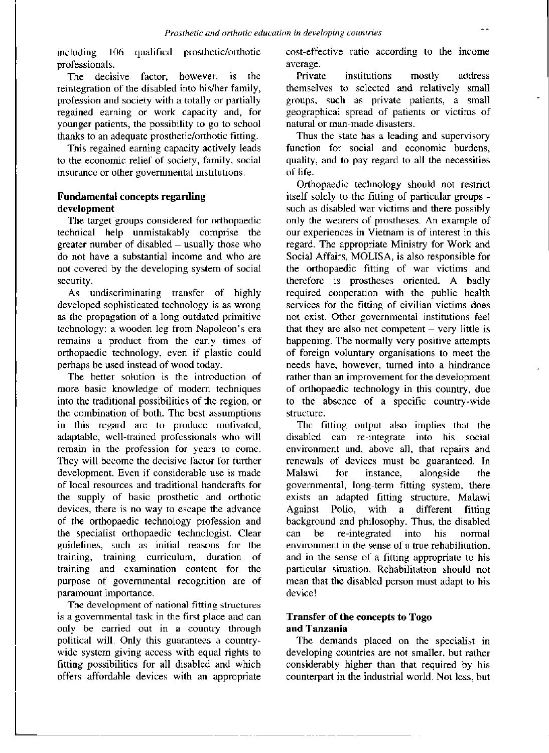including 106 qualified prosthetic/orthotic professionals.

The decisive factor, however, is the reintegration of the disabled into his/her family, profession and society with a totally or partially regained earning or work capacity and, for younger patients, the possibility to go to school thanks to an adequate prosthetic/orthotic fitting.

This regained earning capacity actively leads to the economic relief of society, family, social insurance or other governmental institutions.

## Fundamental concepts regarding development

The target groups considered for orthopaedic technical help unmistakably comprise the greater number of disabled – usually those who do not have a substantial income and who are not covered by the developing system of social security.

As undiscriminating transfer of highly developed sophisticated technology is as wrong as the propagation of a long outdated primitive technology: a wooden leg from Napoleon's era remains a product from the early times of orthopaedic technology, even if plastic could perhaps be used instead of wood today.

The better solution is the introduction of more basic knowledge of modern techniques into the traditional possibilities of the region, or the combination of both. The best assumptions in this regard are to produce motivated, adaptable, well-trained professionals who will remain in the profession for years to come. They will become the decisive factor for further development. Even if considerable use is made of local resources and traditional handcrafts for the supply of basic prosthetic and orthotic devices, there is no way to escape the advance of the orthopaedic technology profession and the specialist orthopaedic technologist. Clear guidelines, such as initial reasons for the training, training curriculum, duration of training and examination content for the purpose of governmental recognition are of paramount importance.

The development of national fitting structures is a governmental task in the first place and can only be carried out in a country through political will. Only this guarantees a country-wide system giving access with equal rights to fitting possibilities for all disabled and which offers affordable devices with an appropriate cost-effective ratio according to the income average.

Private institutions mostly address themselves to selected and relatively small groups, such as private patients, a small geographical spread of patients or victims of natural or man-made disasters.

Thus the state has a leading and supervisory function for social and economic burdens, quality, and to pay regard to all the necessities of life.

Orthopaedic technology should not restrict itself solely to the fitting of particular groups - such as disabled war victims and there possibly only the wearers of prostheses. An example of our experiences in Vietnam is of interest in this regard. The appropriate Ministry for Work and Social Affairs, MOLISA, is also responsible for the orthopaedic fitting of war victims and therefore is prostheses oriented. A badly required cooperation with the public health services for the fitting of civilian victims does not exist. Other governmental institutions feel that they are also not competent – very little is happening. The normally very positive attempts of foreign voluntary organisations to meet the needs have, however, turned into a hindrance rather than an improvement for the development of orthopaedic technology in this country, due to the absence of a specific country-wide structure.

The fitting output also implies that the disabled can re-integrate into his social environment and, above all, that repairs and renewals of devices must be guaranteed. In Malawi for instance, alongside the governmental, long-term fitting system, there exists an adapted fitting structure, Malawi Against Polio, with a different fitting background and philosophy. Thus, the disabled can be re-integrated into his normal environment in the sense of a true rehabilitation, and in the sense of a fitting appropriate to his particular situation. Rehabilitation should not mean that the disabled person must adapt to his device!

## Transfer of the concepts to Togo and Tanzania

The demands placed on the specialist in developing countries are not smaller, but rather considerably higher than that required by his counterpart in the industrial world. Not less, but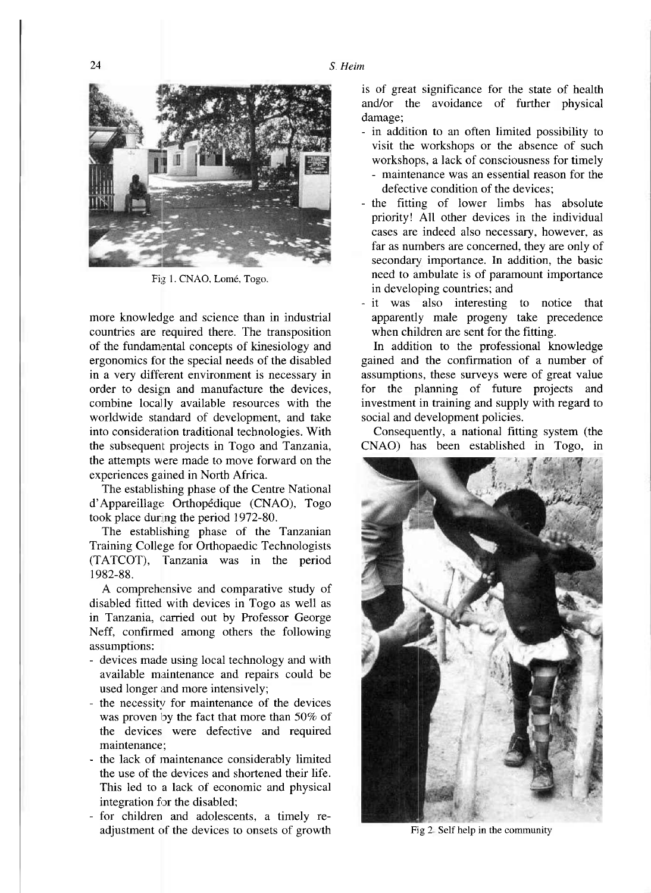Fig 1. CNAO, Lomé, Togo.

more knowledge and science than in industrial countries are required there. The transposition of the fundamental concepts of kinesiology and ergonomics for the special needs of the disabled in a very different environment is necessary in order to design and manufacture the devices, combine locally available resources with the worldwide standard of development, and take into consideration traditional technologies. With the subsequent projects in Togo and Tanzania, the attempts were made to move forward on the experiences gained in North Africa.

The establishing phase of the Centre National d'Appareillage Orthopédique (CNAO), Togo took place during the period 1972-80.

The establishing phase of the Tanzanian Training College for Orthopaedic Technologists (TATCOT), Tanzania was in the period 1982-88.

A comprehensive and comparative study of disabled fitted with devices in Togo as well as in Tanzania, carried out by Professor George Neff, confirmed among others the following assumptions:

- devices made using local technology and with available maintenance and repairs could be used longer and more intensively;
- the necessity for maintenance of the devices was proven by the fact that more than 50% of the devices were defective and required maintenance;
- the lack of maintenance considerably limited the use of the devices and shortened their life. This led to a lack of economic and physical integration for the disabled;
- for children and adolescents, a timely re-adjustment of the devices to onsets of growth is of great significance for the state of health and/or the avoidance of further physical damage;
- in addition to an often limited possibility to visit the workshops or the absence of such workshops, a lack of consciousness for timely - maintenance was an essential reason for the defective condition of the devices;
- the fitting of lower limbs has absolute priority! All other devices in the individual cases are indeed also necessary, however, as far as numbers are concerned, they are only of secondary importance. In addition, the basic need to ambulate is of paramount importance in developing countries; and
- it was also interesting to notice that apparently male progeny take precedence when children are sent for the fitting.

In addition to the professional knowledge gained and the confirmation of a number of assumptions, these surveys were of great value for the planning of future projects and investment in training and supply with regard to social and development policies.

Consequently, a national fitting system (the CNAO) has been established in Togo, in

Fig 2. Self help in the community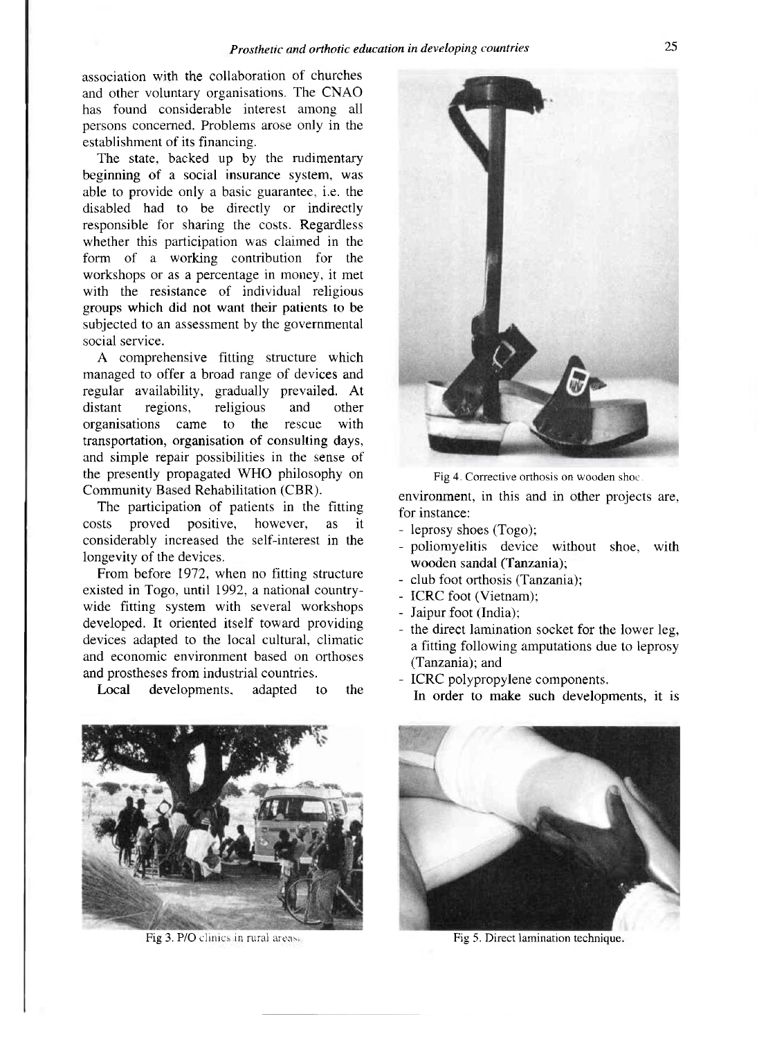association with the collaboration of churches and other voluntary organisations. The CNAO has found considerable interest among all persons concerned. Problems arose only in the establishment of its financing.

The state, backed up by the rudimentary beginning of a social insurance system, was able to provide only a basic guarantee, i.e. the disabled had to be directly or indirectly responsible for sharing the costs. Regardless whether this participation was claimed in the form of a working contribution for the workshops or as a percentage in money, it met with the resistance of individual religious groups which did not want their patients to be subjected to an assessment by the governmental social service.

A comprehensive fitting structure which managed to offer a broad range of devices and regular availability, gradually prevailed. At distant regions, religious and other organisations came to the rescue with transportation, organisation of consulting days, and simple repair possibilities in the sense of the presently propagated WHO philosophy on Community Based Rehabilitation (CBR).

The participation of patients in the fitting costs proved positive, however, as it considerably increased the self-interest in the longevity of the devices.

From before 1972, when no fitting structure existed in Togo, until 1992, a national country-wide fitting system with several workshops developed. It oriented itself toward providing devices adapted to the local cultural, climatic and economic environment based on orthoses and prostheses from industrial countries.

Local developments, adapted to the environment, in this and in other projects are, for instance:

- leprosy shoes (Togo);
- poliomyelitis device without shoe, with wooden sandal (Tanzania);
- club foot orthosis (Tanzania);
- ICRC foot (Vietnam);
- Jaipur foot (India);
- the direct lamination socket for the lower leg, a fitting following amputations due to leprosy (Tanzania); and
- ICRC polypropylene components.

In order to make such developments, it is

Fig 4. Corrective orthosis on wooden shoe.

Fig 3. P/O clinics in rural areas.

Fig 5. Direct lamination technique.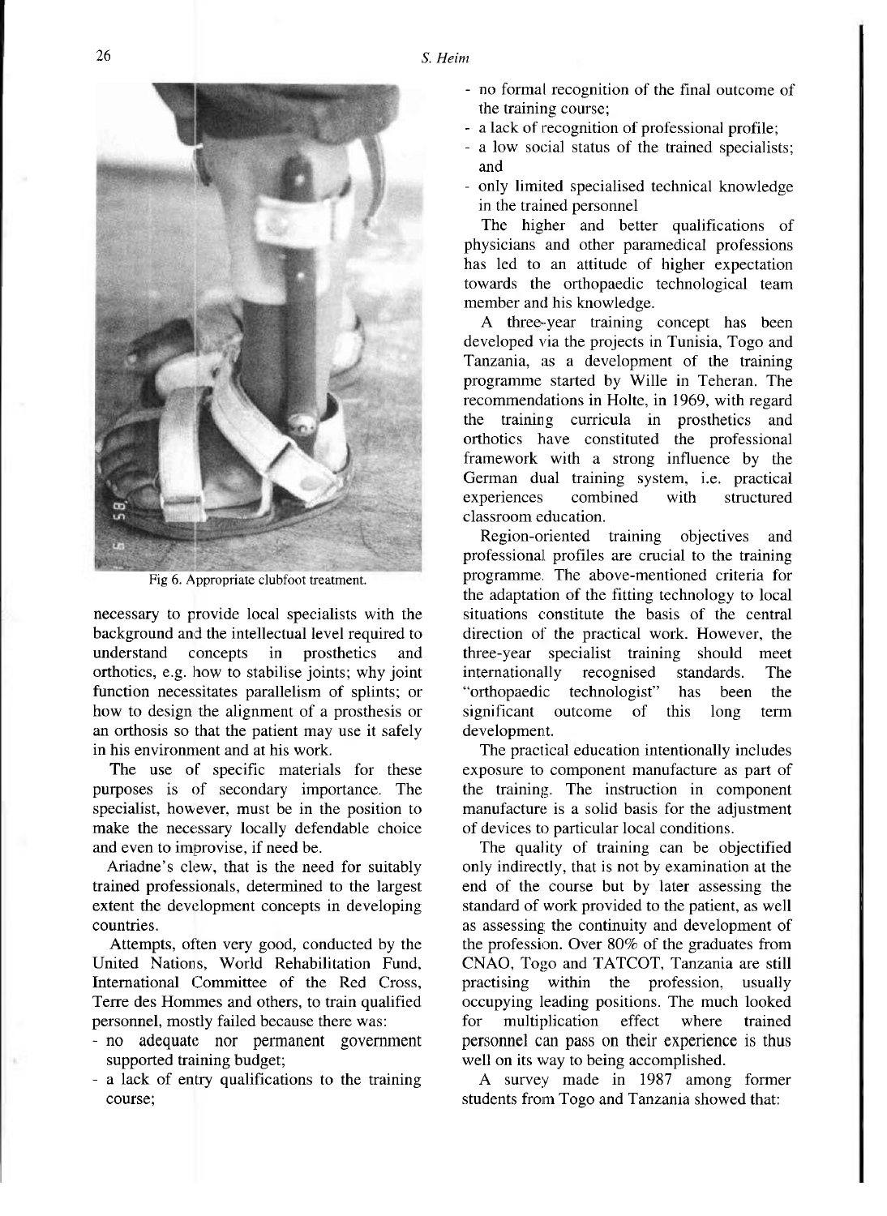Fig 6. Appropriate clubfoot treatment.

necessary to provide local specialists with the background and the intellectual level required to understand concepts in prosthetics and orthotics, e.g. how to stabilise joints; why joint function necessitates parallelism of splints; or how to design the alignment of a prosthesis or an orthosis so that the patient may use it safely in his environment and at his work.

The use of specific materials for these purposes is of secondary importance. The specialist, however, must be in the position to make the necessary locally defendable choice and even to improvise, if need be.

Ariadne's clew, that is the need for suitably trained professionals, determined to the largest extent the development concepts in developing countries.

Attempts, often very good, conducted by the United Nations, World Rehabilitation Fund, International Committee of the Red Cross, Terre des Hommes and others, to train qualified personnel, mostly failed because there was:

- no adequate nor permanent government supported training budget;
- a lack of entry qualifications to the training course;
- no formal recognition of the final outcome of the training course;
- a lack of recognition of professional profile;
- a low social status of the trained specialists; and
- only limited specialised technical knowledge in the trained personnel

The higher and better qualifications of physicians and other paramedical professions has led to an attitude of higher expectation towards the orthopaedic technological team member and his knowledge.

A three-year training concept has been developed via the projects in Tunisia, Togo and Tanzania, as a development of the training programme started by Wille in Teheran. The recommendations in Holte, in 1969, with regard the training curricula in prosthetics and orthotics have constituted the professional framework with a strong influence by the German dual training system, i.e. practical experiences combined with structured classroom education.

Region-oriented training objectives and professional profiles are crucial to the training programme. The above-mentioned criteria for the adaptation of the fitting technology to local situations constitute the basis of the central direction of the practical work. However, the three-year specialist training should meet internationally recognised standards. The "orthopaedic technologist" has been the significant outcome of this long term development.

The practical education intentionally includes exposure to component manufacture as part of the training. The instruction in component manufacture is a solid basis for the adjustment of devices to particular local conditions.

The quality of training can be objectified only indirectly, that is not by examination at the end of the course but by later assessing the standard of work provided to the patient, as well as assessing the continuity and development of the profession. Over 80% of the graduates from CNAO, Togo and TATCOT, Tanzania are still practising within the profession, usually occupying leading positions. The much looked for multiplication effect where trained personnel can pass on their experience is thus well on its way to being accomplished.

A survey made in 1987 among former students from Togo and Tanzania showed that: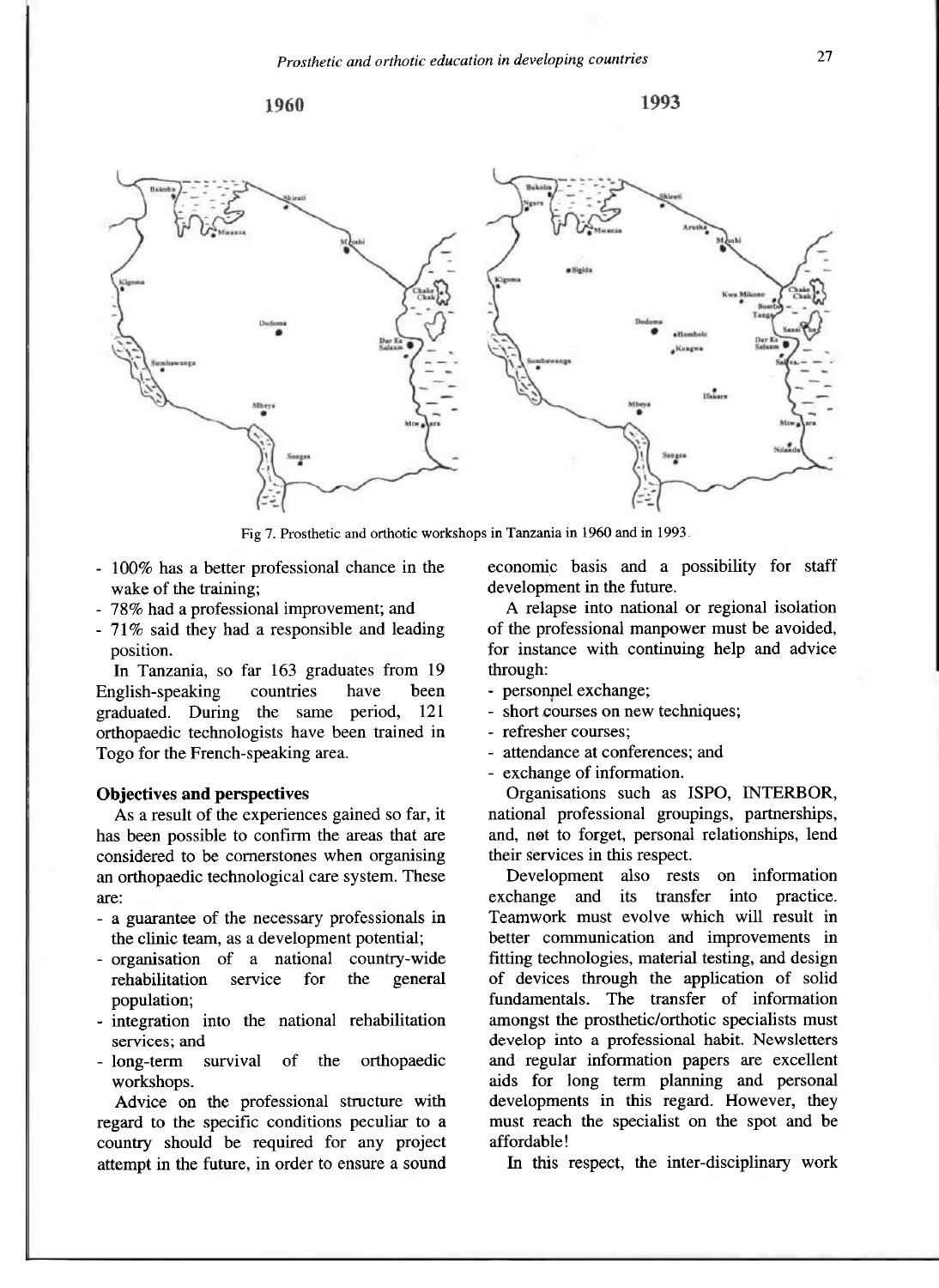Fig 7. Prosthetic and orthotic workshops in Tanzania in 1960 and in 1993.

- 100% has a better professional chance in the wake of the training;
- 78% had a professional improvement; and
- 71% said they had a responsible and leading position.

In Tanzania, so far 163 graduates from 19 English-speaking countries have been graduated. During the same period, 121 orthopaedic technologists have been trained in Togo for the French-speaking area.

### Objectives and perspectives

As a result of the experiences gained so far, it has been possible to confirm the areas that are considered to be cornerstones when organising an orthopaedic technological care system. These are:

- a guarantee of the necessary professionals in the clinic team, as a development potential;
- organisation of a national country-wide rehabilitation service for the general population;
- integration into the national rehabilitation services; and
- long-term survival of the orthopaedic workshops.

Advice on the professional structure with regard to the specific conditions peculiar to a country should be required for any project attempt in the future, in order to ensure a sound economic basis and a possibility for staff development in the future.

A relapse into national or regional isolation of the professional manpower must be avoided, for instance with continuing help and advice through:

- personnel exchange;
- short courses on new techniques;
- refresher courses;
- attendance at conferences; and
- exchange of information.

Organisations such as ISPO, INTERBOR, national professional groupings, partnerships, and, not to forget, personal relationships, lend their services in this respect.

Development also rests on information exchange and its transfer into practice. Teamwork must evolve which will result in better communication and improvements in fitting technologies, material testing, and design of devices through the application of solid fundamentals. The transfer of information amongst the prosthetic/orthotic specialists must develop into a professional habit. Newsletters and regular information papers are excellent aids for long term planning and personal developments in this regard. However, they must reach the specialist on the spot and be affordable!

In this respect, the inter-disciplinary work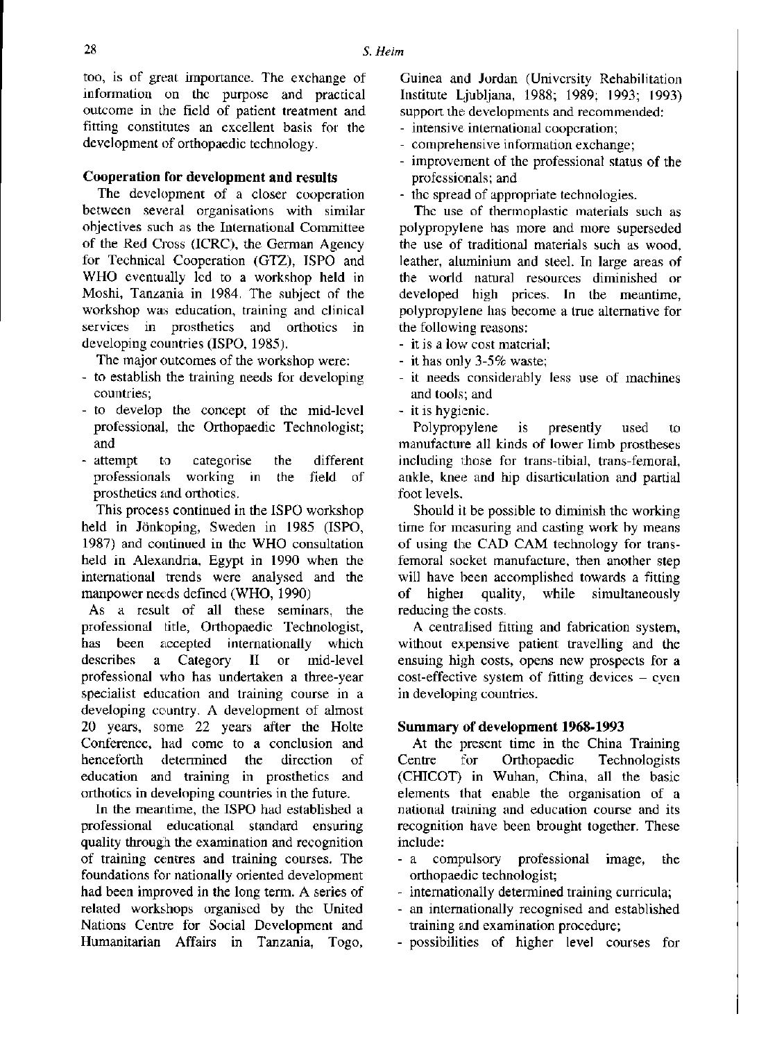too, is of great importance. The exchange of information on the purpose and practical outcome in the field of patient treatment and fitting constitutes an excellent basis for the development of orthopaedic technology.

## Cooperation for development and results

The development of a closer cooperation between several organisations with similar objectives such as the International Committee of the Red Cross (ICRC), the German Agency for Technical Cooperation (GTZ), ISPO and WHO eventually led to a workshop held in Moshi, Tanzania in 1984. The subject of the workshop was education, training and clinical services in prosthetics and orthotics in developing countries (ISPO, 1985).

The major outcomes of the workshop were:

- to establish the training needs for developing countries;
- to develop the concept of the mid-level professional, the Orthopaedic Technologist; and
- attempt to categorise the different professionals working in the field of prosthetics and orthotics.

This process continued in the ISPO workshop held in Jönkoping, Sweden in 1985 (ISPO, 1987) and continued in the WHO consultation held in Alexandria, Egypt in 1990 when the international trends were analysed and the manpower needs defined (WHO, 1990)

As a result of all these seminars, the professional title, Orthopaedic Technologist, has been accepted internationally which describes a Category II or mid-level professional who has undertaken a three-year specialist education and training course in a developing country. A development of almost 20 years, some 22 years after the Holte Conference, had come to a conclusion and henceforth determined the direction of education and training in prosthetics and orthotics in developing countries in the future.

In the meantime, the ISPO had established a professional educational standard ensuring quality through the examination and recognition of training centres and training courses. The foundations for nationally oriented development had been improved in the long term. A series of related workshops organised by the United Nations Centre for Social Development and Humanitarian Affairs in Tanzania, Togo, Guinea and Jordan (University Rehabilitation Institute Ljubljana, 1988; 1989; 1993; 1993) support the developments and recommended:

- intensive international cooperation;
- comprehensive information exchange;
- improvement of the professional status of the professionals; and
- the spread of appropriate technologies.

The use of thermoplastic materials such as polypropylene has more and more superseded the use of traditional materials such as wood, leather, aluminium and steel. In large areas of the world natural resources diminished or developed high prices. In the meantime, polypropylene has become a true alternative for the following reasons:

- it is a low cost material;
- it has only 3-5% waste;
- it needs considerably less use of machines and tools; and
- it is hygienic.

Polypropylene is presently used to manufacture all kinds of lower limb prostheses including those for trans-tibial, trans-femoral, ankle, knee and hip disarticulation and partial foot levels.

Should it be possible to diminish the working time for measuring and casting work by means of using the CAD CAM technology for trans-femoral socket manufacture, then another step will have been accomplished towards a fitting of higher quality, while simultaneously reducing the costs.

A centralised fitting and fabrication system, without expensive patient travelling and the ensuing high costs, opens new prospects for a cost-effective system of fitting devices – even in developing countries.

## Summary of development 1968-1993

At the present time in the China Training Centre for Orthopaedic Technologists (CHICOT) in Wuhan, China, all the basic elements that enable the organisation of a national training and education course and its recognition have been brought together. These include:

- a compulsory professional image, the orthopaedic technologist;
- internationally determined training curricula;
- an internationally recognised and established training and examination procedure;
- possibilities of higher level courses for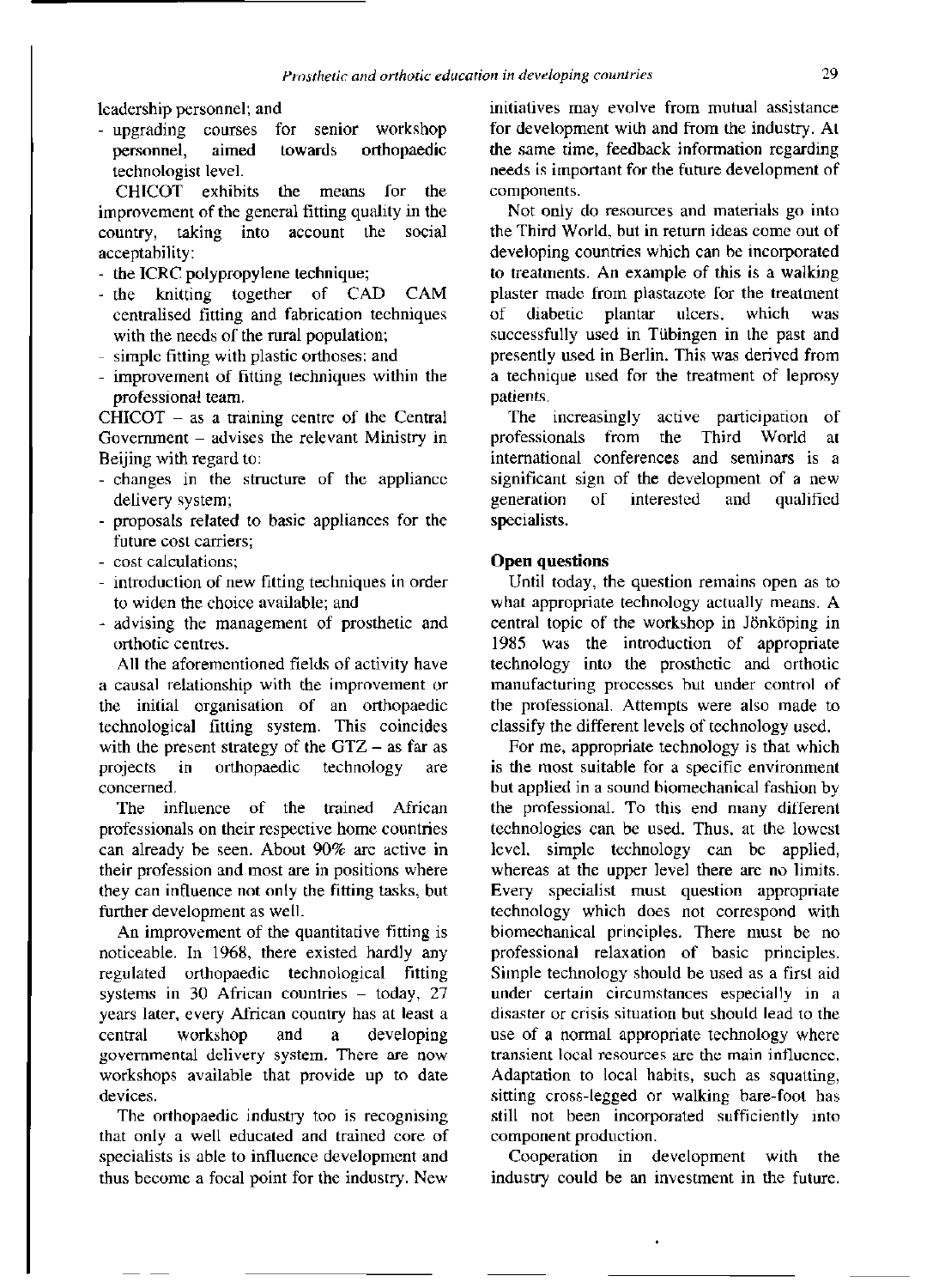leadership personnel; and

- upgrading courses for senior workshop personnel, aimed towards orthopaedic technologist level.

CHICOT exhibits the means for the improvement of the general fitting quality in the country, taking into account the social acceptability:

- the ICRC polypropylene technique;
- the knitting together of CAD CAM centralised fitting and fabrication techniques with the needs of the rural population;
- simple fitting with plastic orthoses: and
- improvement of fitting techniques within the professional team.

CHICOT – as a training centre of the Central Government – advises the relevant Ministry in Beijing with regard to:

- changes in the structure of the appliance delivery system;
- proposals related to basic appliances for the future cost carriers;
- cost calculations;
- introduction of new fitting techniques in order to widen the choice available; and
- advising the management of prosthetic and orthotic centres.

All the aforementioned fields of activity have a causal relationship with the improvement or the initial organisation of an orthopaedic technological fitting system. This coincides with the present strategy of the GTZ – as far as projects in orthopaedic technology are concerned.

The influence of the trained African professionals on their respective home countries can already be seen. About 90% are active in their profession and most are in positions where they can influence not only the fitting tasks, but further development as well.

An improvement of the quantitative fitting is noticeable. In 1968, there existed hardly any regulated orthopaedic technological fitting systems in 30 African countries – today, 27 years later, every African country has at least a central workshop and a developing governmental delivery system. There are now workshops available that provide up to date devices.

The orthopaedic industry too is recognising that only a well educated and trained core of specialists is able to influence development and thus become a focal point for the industry. New initiatives may evolve from mutual assistance for development with and from the industry. At the same time, feedback information regarding needs is important for the future development of components.

Not only do resources and materials go into the Third World, but in return ideas come out of developing countries which can be incorporated to treatments. An example of this is a walking plaster made from plastazote for the treatment of diabetic plantar ulcers, which was successfully used in Tübingen in the past and presently used in Berlin. This was derived from a technique used for the treatment of leprosy patients.

The increasingly active participation of professionals from the Third World at international conferences and seminars is a significant sign of the development of a new generation of interested and qualified specialists.

**Open questions**

Until today, the question remains open as to what appropriate technology actually means. A central topic of the workshop in Jönköping in 1985 was the introduction of appropriate technology into the prosthetic and orthotic manufacturing processes but under control of the professional. Attempts were also made to classify the different levels of technology used.

For me, appropriate technology is that which is the most suitable for a specific environment but applied in a sound biomechanical fashion by the professional. To this end many different technologies can be used. Thus, at the lowest level, simple technology can be applied, whereas at the upper level there are no limits. Every specialist must question appropriate technology which does not correspond with biomechanical principles. There must be no professional relaxation of basic principles. Simple technology should be used as a first aid under certain circumstances especially in a disaster or crisis situation but should lead to the use of a normal appropriate technology where transient local resources are the main influence. Adaptation to local habits, such as squatting, sitting cross-legged or walking bare-foot has still not been incorporated sufficiently into component production.

Cooperation in development with the industry could be an investment in the future.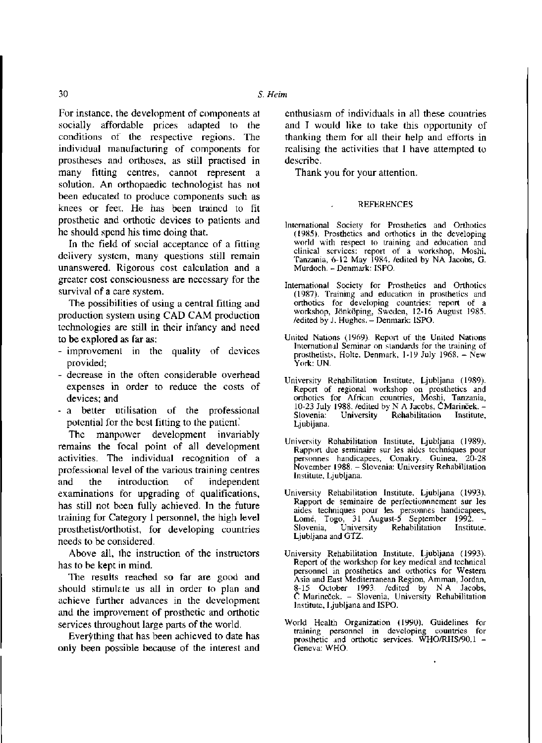For instance, the development of components at socially affordable prices adapted to the conditions of the respective regions. The individual manufacturing of components for prostheses and orthoses, as still practised in many fitting centres, cannot represent a solution. An orthopaedic technologist has not been educated to produce components such as knees or feet. He has been trained to fit prosthetic and orthotic devices to patients and he should spend his time doing that.

In the field of social acceptance of a fitting delivery system, many questions still remain unanswered. Rigorous cost calculation and a greater cost consciousness are necessary for the survival of a care system.

The possibilities of using a central fitting and production system using CAD CAM production technologies are still in their infancy and need to be explored as far as:

- improvement in the quality of devices provided;
- decrease in the often considerable overhead expenses in order to reduce the costs of devices; and
- a better utilisation of the professional potential for the best fitting to the patient.

The manpower development invariably remains the focal point of all development activities. The individual recognition of a professional level of the various training centres and the introduction of independent examinations for upgrading of qualifications, has still not been fully achieved. In the future training for Category I personnel, the high level prosthetist/orthotist, for developing countries needs to be considered.

Above all, the instruction of the instructors has to be kept in mind.

The results reached so far are good and should stimulate us all in order to plan and achieve further advances in the development and the improvement of prosthetic and orthotic services throughout large parts of the world.

Everything that has been achieved to date has only been possible because of the interest and enthusiasm of individuals in all these countries and I would like to take this opportunity of thanking them for all their help and efforts in realising the activities that I have attempted to describe.

Thank you for your attention.

## REFERENCES

International Society for Prosthetics and Orthotics (1985). Prosthetics and orthotics in the developing world with respect to training and education and clinical services: report of a workshop, Moshi, Tanzania, 6-12 May 1984. /edited by NA Jacobs, G. Murdoch. – Denmark: ISPO.

International Society for Prosthetics and Orthotics (1987). Training and education in prosthetics and orthotics for developing countries: report of a workshop, Jönköping, Sweden, 12-16 August 1985. /edited by J. Hughes. – Denmark: ISPO.

United Nations (1969). Report of the United Nations International Seminar on standards for the training of prosthetists, Holte, Denmark, 1-19 July 1968. – New York: UN.

University Rehabilitation Institute, Ljubljana (1989). Report of regional workshop on prosthetics and orthotics for African countries, Moshi, Tanzania, 10-23 July 1988. /edited by N A Jacobs, ČMarinček. – Slovenia: University Rehabilitation Institute, Ljubljana.

University Rehabilitation Institute, Ljubljana (1989). Rapport due seminaire sur les aides techniques pour personnes handicapees, Conakry. Guinea, 20-28 November 1988. – Slovenia: University Rehabilitation Institute, Ljubljana.

University Rehabilitation Institute, Ljubljana (1993). Rapport de seminaire de perfectionnnement sur les aides techniques pour les personnes handicapees, Lomé, Togo, 31 August-5 September 1992. – Slovenia, University Rehabilitation Institute, Ljubljana and GTZ.

University Rehabilitation Institute, Ljubljana (1993). Report of the workshop for key medical and technical personnel in prosthetics and orthotics for Western Asia and East Mediterranean Region, Amman, Jordan, 8-15 October 1993. /edited by N A Jacobs, Č Marinečck. – Slovenia, University Rehabilitation Institute, Ljubljana and ISPO.

World Health Organization (1990). Guidelines for training personnel in developing countries for prosthetic and orthotic services. WHO/RHS/90.1 – Geneva: WHO.